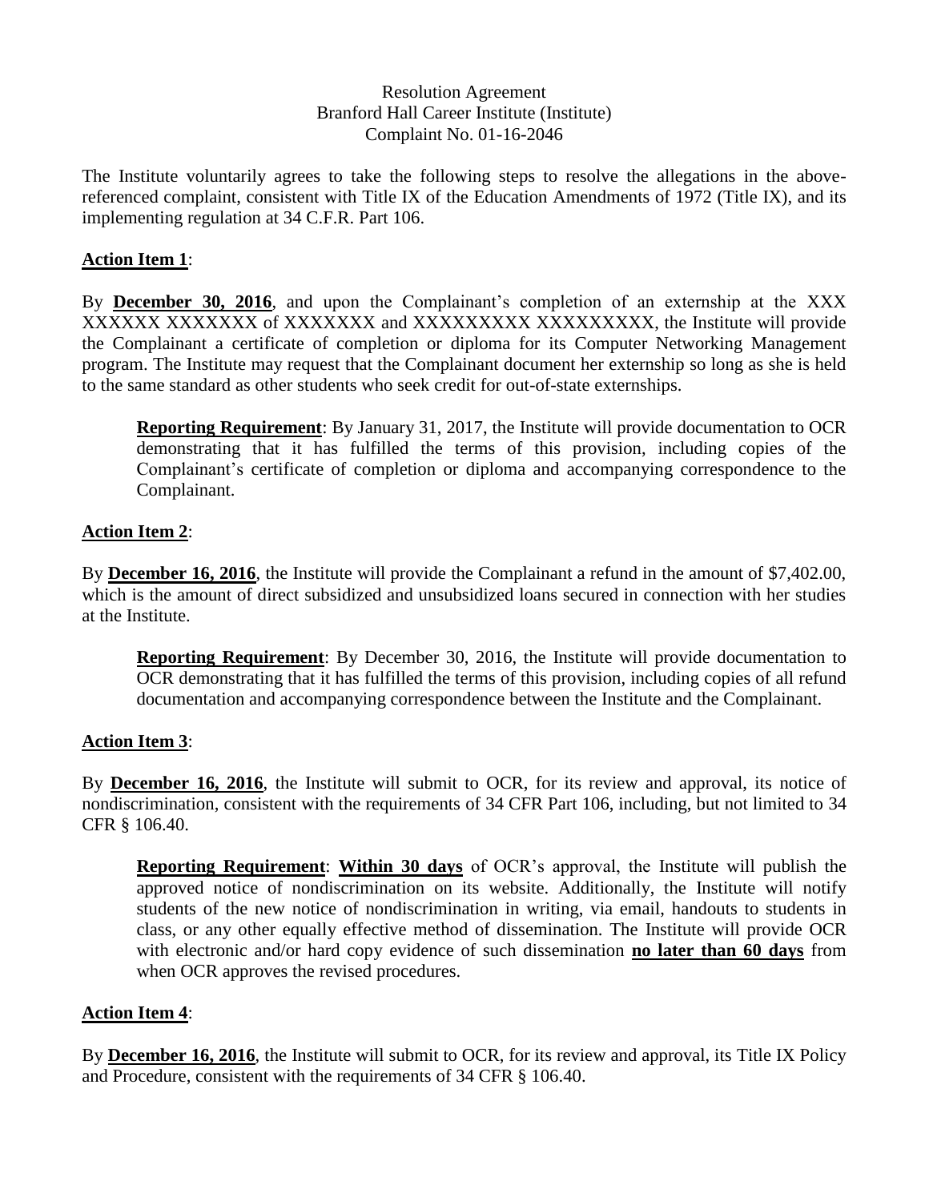Resolution Agreement
Branford Hall Career Institute (Institute)
Complaint No. 01-16-2046

The Institute voluntarily agrees to take the following steps to resolve the allegations in the above-referenced complaint, consistent with Title IX of the Education Amendments of 1972 (Title IX), and its implementing regulation at 34 C.F.R. Part 106.

**Action Item 1**:

By **December 30, 2016**, and upon the Complainant's completion of an externship at the XXX XXXXXX XXXXXXX of XXXXXXX and XXXXXXXXX XXXXXXXXX, the Institute will provide the Complainant a certificate of completion or diploma for its Computer Networking Management program. The Institute may request that the Complainant document her externship so long as she is held to the same standard as other students who seek credit for out-of-state externships.

> **Reporting Requirement**: By January 31, 2017, the Institute will provide documentation to OCR demonstrating that it has fulfilled the terms of this provision, including copies of the Complainant's certificate of completion or diploma and accompanying correspondence to the Complainant.

**Action Item 2**:

By **December 16, 2016**, the Institute will provide the Complainant a refund in the amount of $7,402.00, which is the amount of direct subsidized and unsubsidized loans secured in connection with her studies at the Institute.

> **Reporting Requirement**: By December 30, 2016, the Institute will provide documentation to OCR demonstrating that it has fulfilled the terms of this provision, including copies of all refund documentation and accompanying correspondence between the Institute and the Complainant.

**Action Item 3**:

By **December 16, 2016**, the Institute will submit to OCR, for its review and approval, its notice of nondiscrimination, consistent with the requirements of 34 CFR Part 106, including, but not limited to 34 CFR § 106.40.

> **Reporting Requirement**: **Within 30 days** of OCR's approval, the Institute will publish the approved notice of nondiscrimination on its website. Additionally, the Institute will notify students of the new notice of nondiscrimination in writing, via email, handouts to students in class, or any other equally effective method of dissemination. The Institute will provide OCR with electronic and/or hard copy evidence of such dissemination **no later than 60 days** from when OCR approves the revised procedures.

**Action Item 4**:

By **December 16, 2016**, the Institute will submit to OCR, for its review and approval, its Title IX Policy and Procedure, consistent with the requirements of 34 CFR § 106.40.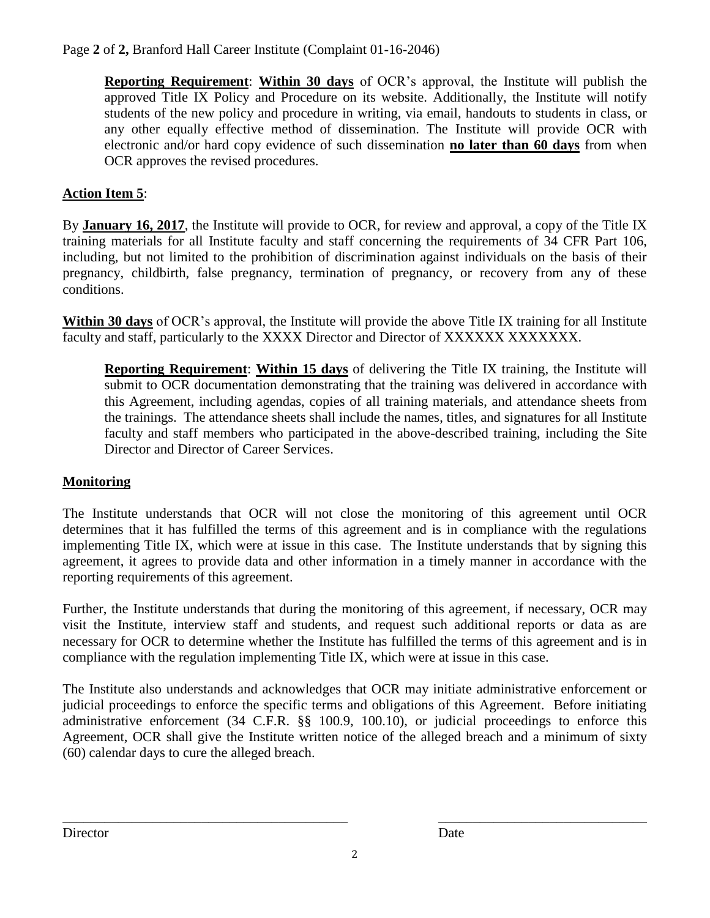**Reporting Requirement**: **Within 30 days** of OCR's approval, the Institute will publish the approved Title IX Policy and Procedure on its website. Additionally, the Institute will notify students of the new policy and procedure in writing, via email, handouts to students in class, or any other equally effective method of dissemination. The Institute will provide OCR with electronic and/or hard copy evidence of such dissemination **no later than 60 days** from when OCR approves the revised procedures.

**Action Item 5**:

By **January 16, 2017**, the Institute will provide to OCR, for review and approval, a copy of the Title IX training materials for all Institute faculty and staff concerning the requirements of 34 CFR Part 106, including, but not limited to the prohibition of discrimination against individuals on the basis of their pregnancy, childbirth, false pregnancy, termination of pregnancy, or recovery from any of these conditions.

**Within 30 days** of OCR's approval, the Institute will provide the above Title IX training for all Institute faculty and staff, particularly to the XXXX Director and Director of XXXXXX XXXXXXX.

**Reporting Requirement**: **Within 15 days** of delivering the Title IX training, the Institute will submit to OCR documentation demonstrating that the training was delivered in accordance with this Agreement, including agendas, copies of all training materials, and attendance sheets from the trainings. The attendance sheets shall include the names, titles, and signatures for all Institute faculty and staff members who participated in the above-described training, including the Site Director and Director of Career Services.

**Monitoring**

The Institute understands that OCR will not close the monitoring of this agreement until OCR determines that it has fulfilled the terms of this agreement and is in compliance with the regulations implementing Title IX, which were at issue in this case. The Institute understands that by signing this agreement, it agrees to provide data and other information in a timely manner in accordance with the reporting requirements of this agreement.

Further, the Institute understands that during the monitoring of this agreement, if necessary, OCR may visit the Institute, interview staff and students, and request such additional reports or data as are necessary for OCR to determine whether the Institute has fulfilled the terms of this agreement and is in compliance with the regulation implementing Title IX, which were at issue in this case.

The Institute also understands and acknowledges that OCR may initiate administrative enforcement or judicial proceedings to enforce the specific terms and obligations of this Agreement. Before initiating administrative enforcement (34 C.F.R. §§ 100.9, 100.10), or judicial proceedings to enforce this Agreement, OCR shall give the Institute written notice of the alleged breach and a minimum of sixty (60) calendar days to cure the alleged breach.

\_\_\_\_\_\_\_\_\_\_\_\_\_\_\_\_\_\_\_\_\_\_\_\_\_\_\_\_\_\_\_\_\_\_\_\_\_\_\_\_
Director

\_\_\_\_\_\_\_\_\_\_\_\_\_\_\_\_\_\_\_\_\_\_\_\_\_\_\_\_\_\_
Date